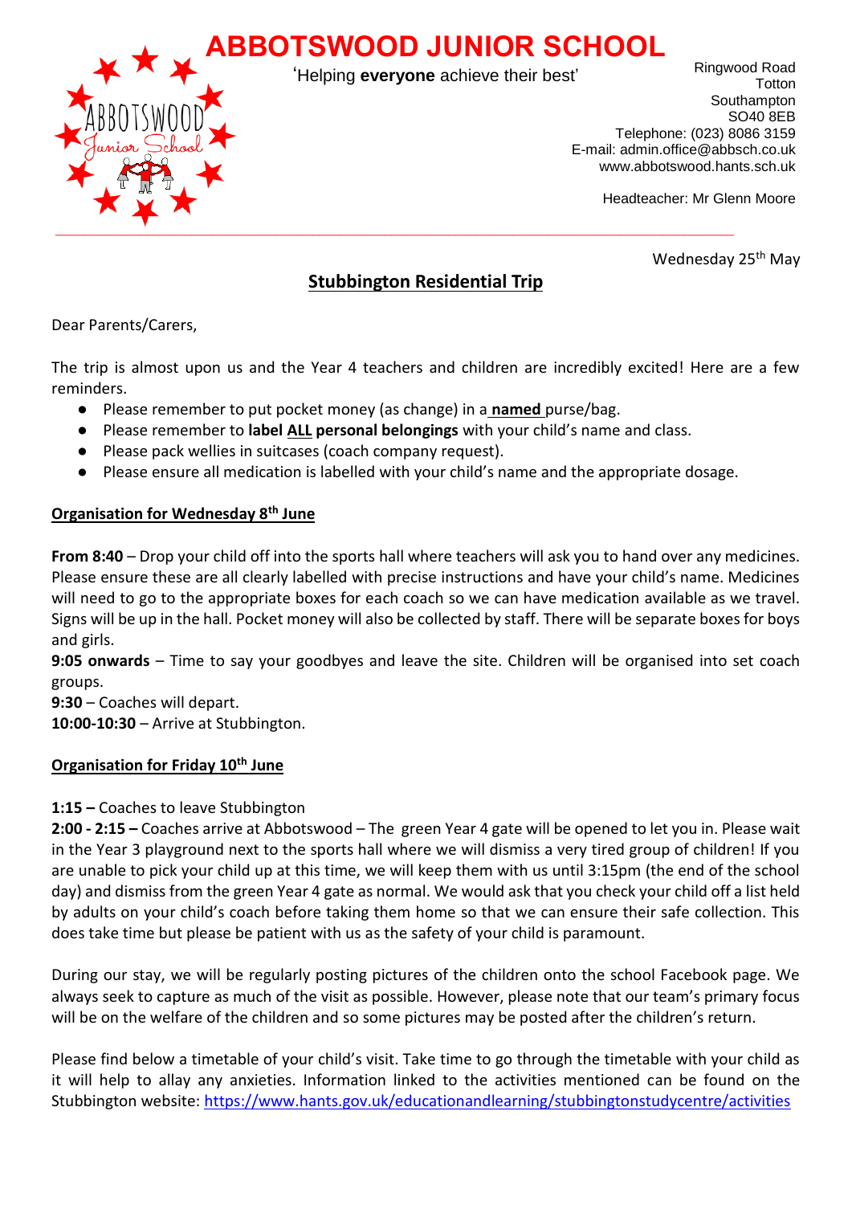# ABBOTSWOOD JUNIOR SCHOOL

'Helping **everyone** achieve their best'

Ringwood Road
Totton
Southampton
SO40 8EB
Telephone: (023) 8086 3159
E-mail: admin.office@abbsch.co.uk
www.abbotswood.hants.sch.uk

Headteacher: Mr Glenn Moore

Wednesday 25th May

## Stubbington Residential Trip

Dear Parents/Carers,

The trip is almost upon us and the Year 4 teachers and children are incredibly excited! Here are a few reminders.

- Please remember to put pocket money (as change) in a **named** purse/bag.
- Please remember to **label ALL personal belongings** with your child's name and class.
- Please pack wellies in suitcases (coach company request).
- Please ensure all medication is labelled with your child's name and the appropriate dosage.

### Organisation for Wednesday 8th June

**From 8:40** – Drop your child off into the sports hall where teachers will ask you to hand over any medicines. Please ensure these are all clearly labelled with precise instructions and have your child's name. Medicines will need to go to the appropriate boxes for each coach so we can have medication available as we travel. Signs will be up in the hall. Pocket money will also be collected by staff. There will be separate boxes for boys and girls.
**9:05 onwards** – Time to say your goodbyes and leave the site. Children will be organised into set coach groups.
**9:30** – Coaches will depart.
**10:00-10:30** – Arrive at Stubbington.

### Organisation for Friday 10th June

**1:15 –** Coaches to leave Stubbington
**2:00 - 2:15 –** Coaches arrive at Abbotswood – The green Year 4 gate will be opened to let you in. Please wait in the Year 3 playground next to the sports hall where we will dismiss a very tired group of children! If you are unable to pick your child up at this time, we will keep them with us until 3:15pm (the end of the school day) and dismiss from the green Year 4 gate as normal. We would ask that you check your child off a list held by adults on your child's coach before taking them home so that we can ensure their safe collection. This does take time but please be patient with us as the safety of your child is paramount.

During our stay, we will be regularly posting pictures of the children onto the school Facebook page. We always seek to capture as much of the visit as possible. However, please note that our team's primary focus will be on the welfare of the children and so some pictures may be posted after the children's return.

Please find below a timetable of your child's visit. Take time to go through the timetable with your child as it will help to allay any anxieties. Information linked to the activities mentioned can be found on the Stubbington website: https://www.hants.gov.uk/educationandlearning/stubbingtonstudycentre/activities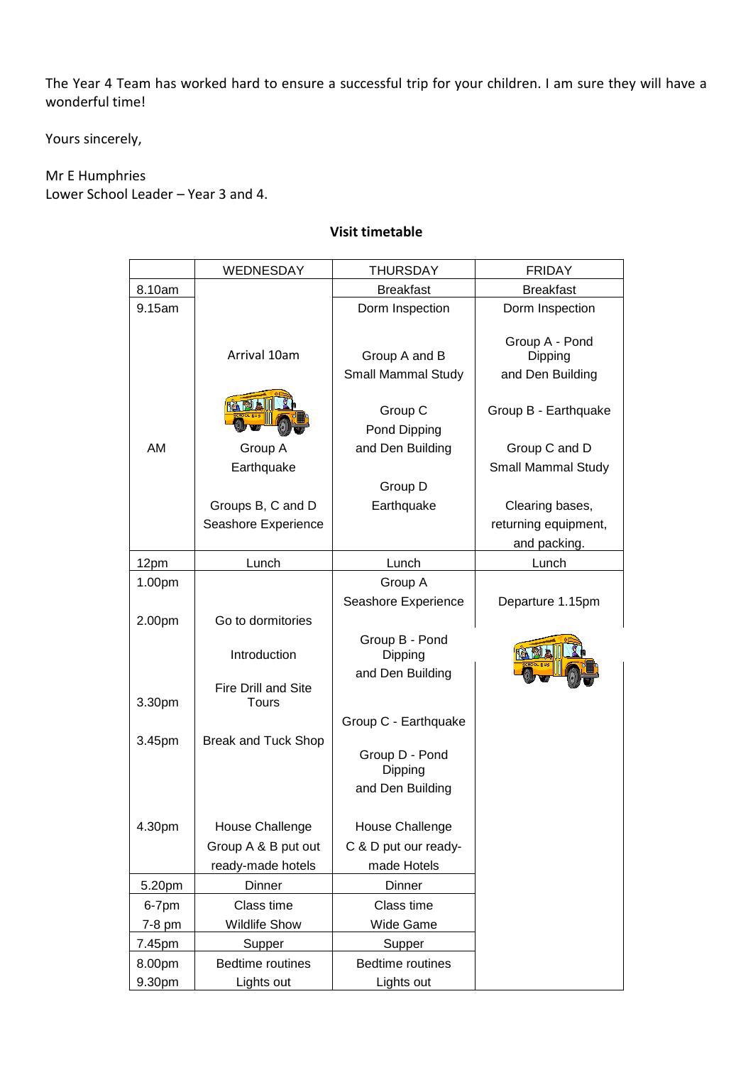The Year 4 Team has worked hard to ensure a successful trip for your children. I am sure they will have a wonderful time!

Yours sincerely,

Mr E Humphries
Lower School Leader – Year 3 and 4.

**Visit timetable**

| | WEDNESDAY | THURSDAY | FRIDAY |
|---|---|---|---|
| 8.10am | | Breakfast | Breakfast |
| 9.15am | | Dorm Inspection | Dorm Inspection |
| AM | Arrival 10am<br>Group A Earthquake<br>Groups B, C and D Seashore Experience | Group A and B Small Mammal Study<br>Group C Pond Dipping and Den Building<br>Group D Earthquake | Group A - Pond Dipping and Den Building<br>Group B - Earthquake<br>Group C and D Small Mammal Study<br>Clearing bases, returning equipment, and packing. |
| 12pm | Lunch | Lunch | Lunch |
| 1.00pm | | Group A Seashore Experience | Departure 1.15pm |
| 2.00pm | Go to dormitories<br>Introduction | Group B - Pond Dipping and Den Building | |
| 3.30pm | Fire Drill and Site Tours | Group C - Earthquake | |
| 3.45pm | Break and Tuck Shop | Group D - Pond Dipping and Den Building | |
| 4.30pm | House Challenge Group A & B put out ready-made hotels | House Challenge C & D put our ready-made Hotels | |
| 5.20pm | Dinner | Dinner | |
| 6-7pm | Class time | Class time | |
| 7-8 pm | Wildlife Show | Wide Game | |
| 7.45pm | Supper | Supper | |
| 8.00pm | Bedtime routines | Bedtime routines | |
| 9.30pm | Lights out | Lights out | |